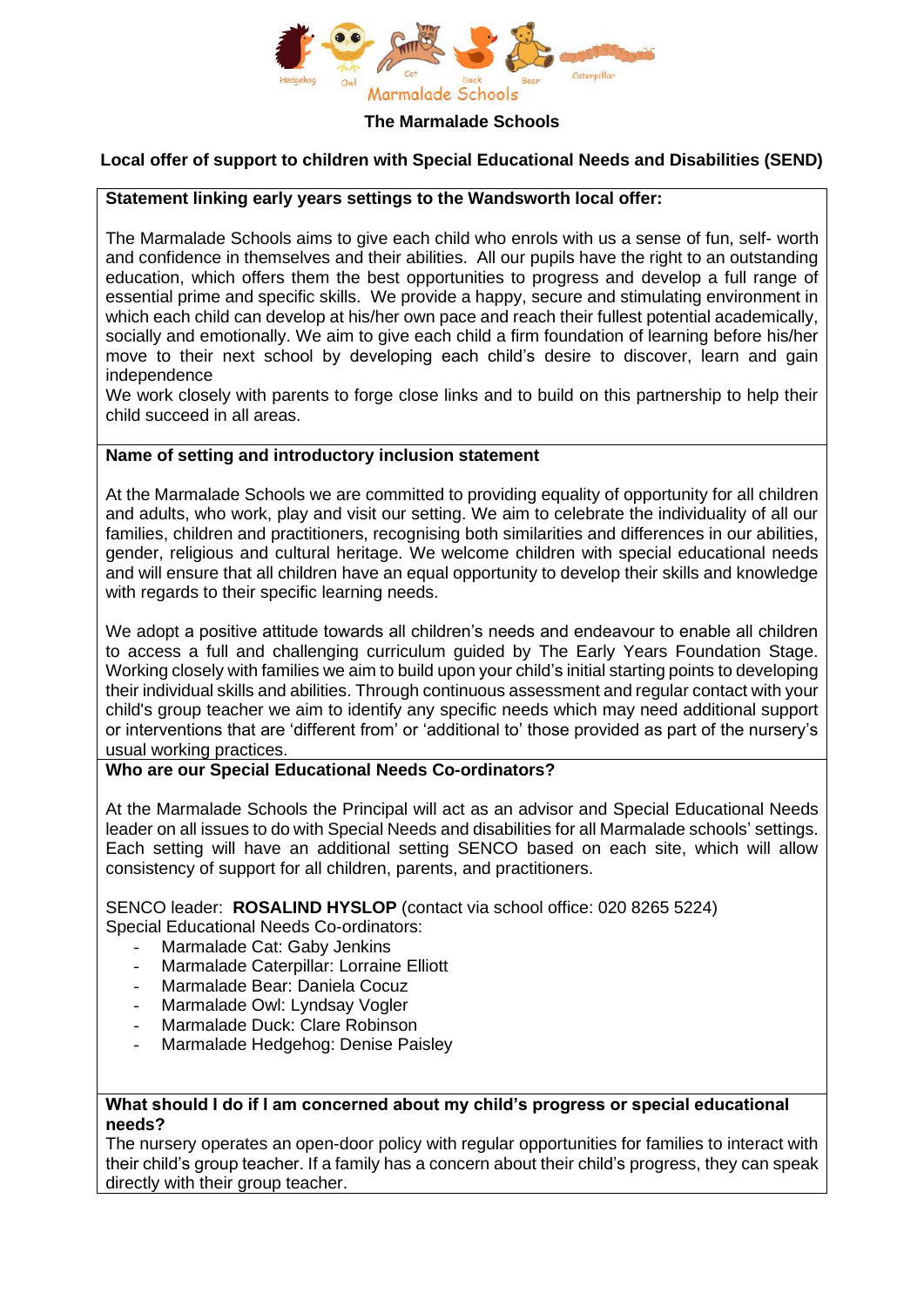# The Marmalade Schools

## Local offer of support to children with Special Educational Needs and Disabilities (SEND)

**Statement linking early years settings to the Wandsworth local offer:**

The Marmalade Schools aims to give each child who enrols with us a sense of fun, self- worth and confidence in themselves and their abilities. All our pupils have the right to an outstanding education, which offers them the best opportunities to progress and develop a full range of essential prime and specific skills. We provide a happy, secure and stimulating environment in which each child can develop at his/her own pace and reach their fullest potential academically, socially and emotionally. We aim to give each child a firm foundation of learning before his/her move to their next school by developing each child's desire to discover, learn and gain independence

We work closely with parents to forge close links and to build on this partnership to help their child succeed in all areas.

**Name of setting and introductory inclusion statement**

At the Marmalade Schools we are committed to providing equality of opportunity for all children and adults, who work, play and visit our setting. We aim to celebrate the individuality of all our families, children and practitioners, recognising both similarities and differences in our abilities, gender, religious and cultural heritage. We welcome children with special educational needs and will ensure that all children have an equal opportunity to develop their skills and knowledge with regards to their specific learning needs.

We adopt a positive attitude towards all children's needs and endeavour to enable all children to access a full and challenging curriculum guided by The Early Years Foundation Stage. Working closely with families we aim to build upon your child's initial starting points to developing their individual skills and abilities. Through continuous assessment and regular contact with your child's group teacher we aim to identify any specific needs which may need additional support or interventions that are 'different from' or 'additional to' those provided as part of the nursery's usual working practices.

**Who are our Special Educational Needs Co-ordinators?**

At the Marmalade Schools the Principal will act as an advisor and Special Educational Needs leader on all issues to do with Special Needs and disabilities for all Marmalade schools' settings. Each setting will have an additional setting SENCO based on each site, which will allow consistency of support for all children, parents, and practitioners.

SENCO leader: **ROSALIND HYSLOP** (contact via school office: 020 8265 5224)
Special Educational Needs Co-ordinators:

- Marmalade Cat: Gaby Jenkins
- Marmalade Caterpillar: Lorraine Elliott
- Marmalade Bear: Daniela Cocuz
- Marmalade Owl: Lyndsay Vogler
- Marmalade Duck: Clare Robinson
- Marmalade Hedgehog: Denise Paisley

**What should I do if I am concerned about my child's progress or special educational needs?**

The nursery operates an open-door policy with regular opportunities for families to interact with their child's group teacher. If a family has a concern about their child's progress, they can speak directly with their group teacher.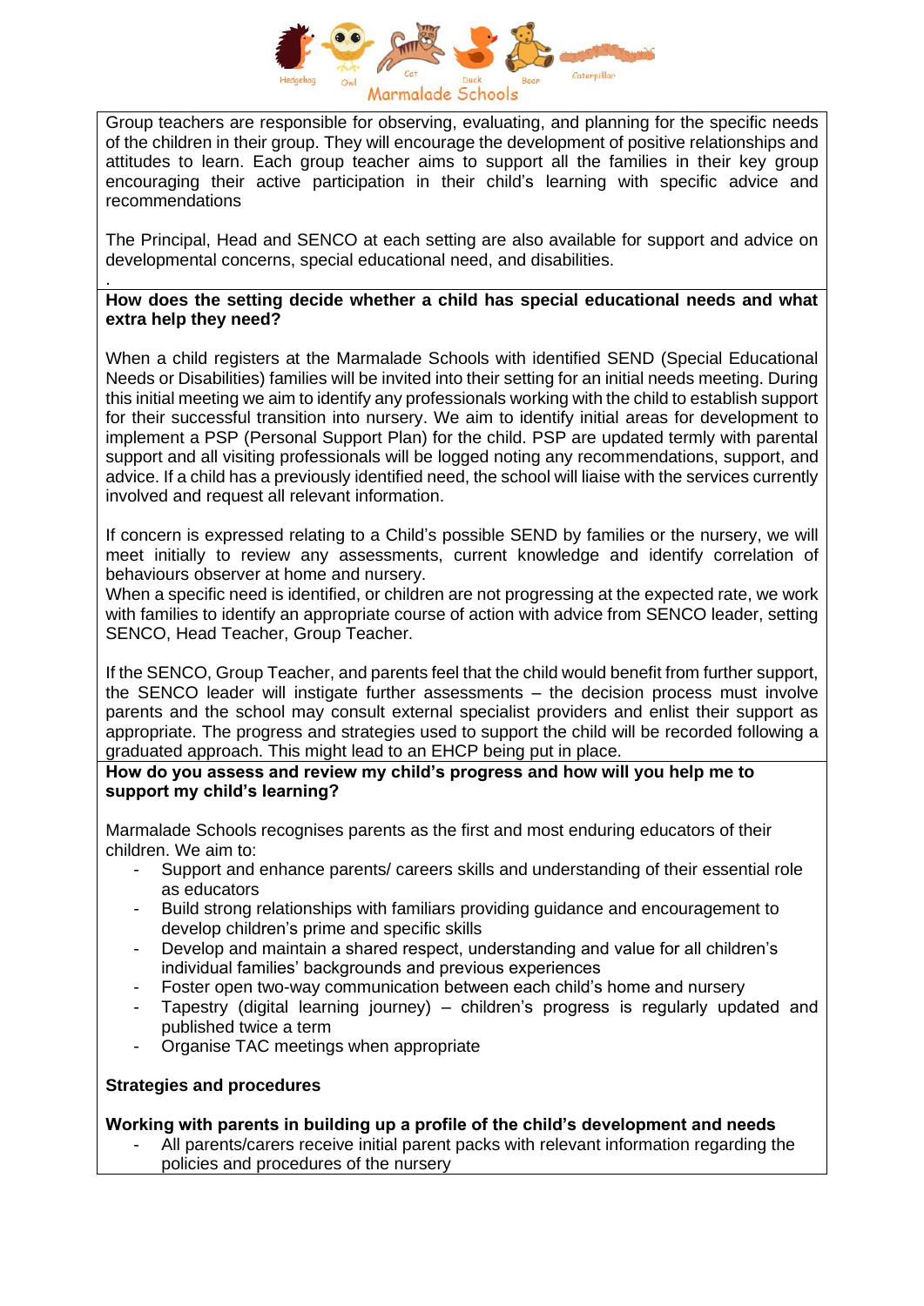Group teachers are responsible for observing, evaluating, and planning for the specific needs of the children in their group. They will encourage the development of positive relationships and attitudes to learn. Each group teacher aims to support all the families in their key group encouraging their active participation in their child's learning with specific advice and recommendations

The Principal, Head and SENCO at each setting are also available for support and advice on developmental concerns, special educational need, and disabilities.

.

**How does the setting decide whether a child has special educational needs and what extra help they need?**

When a child registers at the Marmalade Schools with identified SEND (Special Educational Needs or Disabilities) families will be invited into their setting for an initial needs meeting. During this initial meeting we aim to identify any professionals working with the child to establish support for their successful transition into nursery. We aim to identify initial areas for development to implement a PSP (Personal Support Plan) for the child. PSP are updated termly with parental support and all visiting professionals will be logged noting any recommendations, support, and advice. If a child has a previously identified need, the school will liaise with the services currently involved and request all relevant information.

If concern is expressed relating to a Child's possible SEND by families or the nursery, we will meet initially to review any assessments, current knowledge and identify correlation of behaviours observer at home and nursery.
When a specific need is identified, or children are not progressing at the expected rate, we work with families to identify an appropriate course of action with advice from SENCO leader, setting SENCO, Head Teacher, Group Teacher.

If the SENCO, Group Teacher, and parents feel that the child would benefit from further support, the SENCO leader will instigate further assessments – the decision process must involve parents and the school may consult external specialist providers and enlist their support as appropriate. The progress and strategies used to support the child will be recorded following a graduated approach. This might lead to an EHCP being put in place.

**How do you assess and review my child's progress and how will you help me to support my child's learning?**

Marmalade Schools recognises parents as the first and most enduring educators of their children. We aim to:

- Support and enhance parents/ careers skills and understanding of their essential role as educators
- Build strong relationships with familiars providing guidance and encouragement to develop children's prime and specific skills
- Develop and maintain a shared respect, understanding and value for all children's individual families' backgrounds and previous experiences
- Foster open two-way communication between each child's home and nursery
- Tapestry (digital learning journey) – children's progress is regularly updated and published twice a term
- Organise TAC meetings when appropriate

**Strategies and procedures**

**Working with parents in building up a profile of the child's development and needs**

- All parents/carers receive initial parent packs with relevant information regarding the policies and procedures of the nursery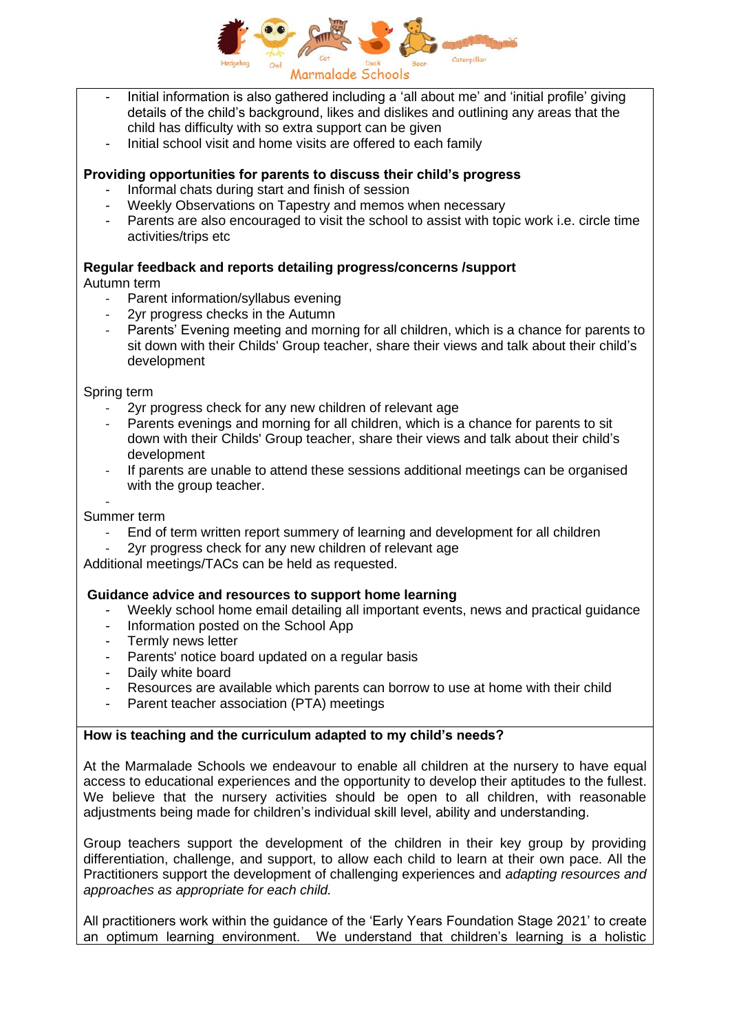- Initial information is also gathered including a 'all about me' and 'initial profile' giving details of the child's background, likes and dislikes and outlining any areas that the child has difficulty with so extra support can be given
- Initial school visit and home visits are offered to each family

**Providing opportunities for parents to discuss their child's progress**

- Informal chats during start and finish of session
- Weekly Observations on Tapestry and memos when necessary
- Parents are also encouraged to visit the school to assist with topic work i.e. circle time activities/trips etc

**Regular feedback and reports detailing progress/concerns /support**

Autumn term

- Parent information/syllabus evening
- 2yr progress checks in the Autumn
- Parents' Evening meeting and morning for all children, which is a chance for parents to sit down with their Childs' Group teacher, share their views and talk about their child's development

Spring term

- 2yr progress check for any new children of relevant age
- Parents evenings and morning for all children, which is a chance for parents to sit down with their Childs' Group teacher, share their views and talk about their child's development
- If parents are unable to attend these sessions additional meetings can be organised with the group teacher.

Summer term

- End of term written report summery of learning and development for all children
- 2yr progress check for any new children of relevant age

Additional meetings/TACs can be held as requested.

**Guidance advice and resources to support home learning**

- Weekly school home email detailing all important events, news and practical guidance
- Information posted on the School App
- Termly news letter
- Parents' notice board updated on a regular basis
- Daily white board
- Resources are available which parents can borrow to use at home with their child
- Parent teacher association (PTA) meetings

**How is teaching and the curriculum adapted to my child's needs?**

At the Marmalade Schools we endeavour to enable all children at the nursery to have equal access to educational experiences and the opportunity to develop their aptitudes to the fullest. We believe that the nursery activities should be open to all children, with reasonable adjustments being made for children's individual skill level, ability and understanding.

Group teachers support the development of the children in their key group by providing differentiation, challenge, and support, to allow each child to learn at their own pace. All the Practitioners support the development of challenging experiences and *adapting resources and approaches as appropriate for each child.*

All practitioners work within the guidance of the 'Early Years Foundation Stage 2021' to create an optimum learning environment. We understand that children's learning is a holistic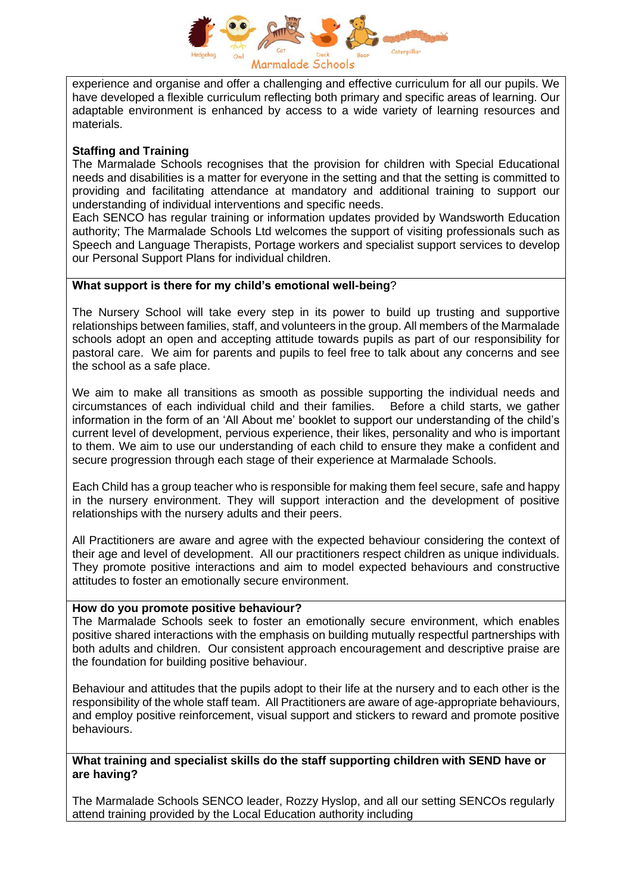experience and organise and offer a challenging and effective curriculum for all our pupils. We have developed a flexible curriculum reflecting both primary and specific areas of learning. Our adaptable environment is enhanced by access to a wide variety of learning resources and materials.

**Staffing and Training**

The Marmalade Schools recognises that the provision for children with Special Educational needs and disabilities is a matter for everyone in the setting and that the setting is committed to providing and facilitating attendance at mandatory and additional training to support our understanding of individual interventions and specific needs.

Each SENCO has regular training or information updates provided by Wandsworth Education authority; The Marmalade Schools Ltd welcomes the support of visiting professionals such as Speech and Language Therapists, Portage workers and specialist support services to develop our Personal Support Plans for individual children.

**What support is there for my child's emotional well-being**?

The Nursery School will take every step in its power to build up trusting and supportive relationships between families, staff, and volunteers in the group. All members of the Marmalade schools adopt an open and accepting attitude towards pupils as part of our responsibility for pastoral care. We aim for parents and pupils to feel free to talk about any concerns and see the school as a safe place.

We aim to make all transitions as smooth as possible supporting the individual needs and circumstances of each individual child and their families. Before a child starts, we gather information in the form of an 'All About me' booklet to support our understanding of the child's current level of development, pervious experience, their likes, personality and who is important to them. We aim to use our understanding of each child to ensure they make a confident and secure progression through each stage of their experience at Marmalade Schools.

Each Child has a group teacher who is responsible for making them feel secure, safe and happy in the nursery environment. They will support interaction and the development of positive relationships with the nursery adults and their peers.

All Practitioners are aware and agree with the expected behaviour considering the context of their age and level of development. All our practitioners respect children as unique individuals. They promote positive interactions and aim to model expected behaviours and constructive attitudes to foster an emotionally secure environment.

**How do you promote positive behaviour?**

The Marmalade Schools seek to foster an emotionally secure environment, which enables positive shared interactions with the emphasis on building mutually respectful partnerships with both adults and children. Our consistent approach encouragement and descriptive praise are the foundation for building positive behaviour.

Behaviour and attitudes that the pupils adopt to their life at the nursery and to each other is the responsibility of the whole staff team. All Practitioners are aware of age-appropriate behaviours, and employ positive reinforcement, visual support and stickers to reward and promote positive behaviours.

**What training and specialist skills do the staff supporting children with SEND have or are having?**

The Marmalade Schools SENCO leader, Rozzy Hyslop, and all our setting SENCOs regularly attend training provided by the Local Education authority including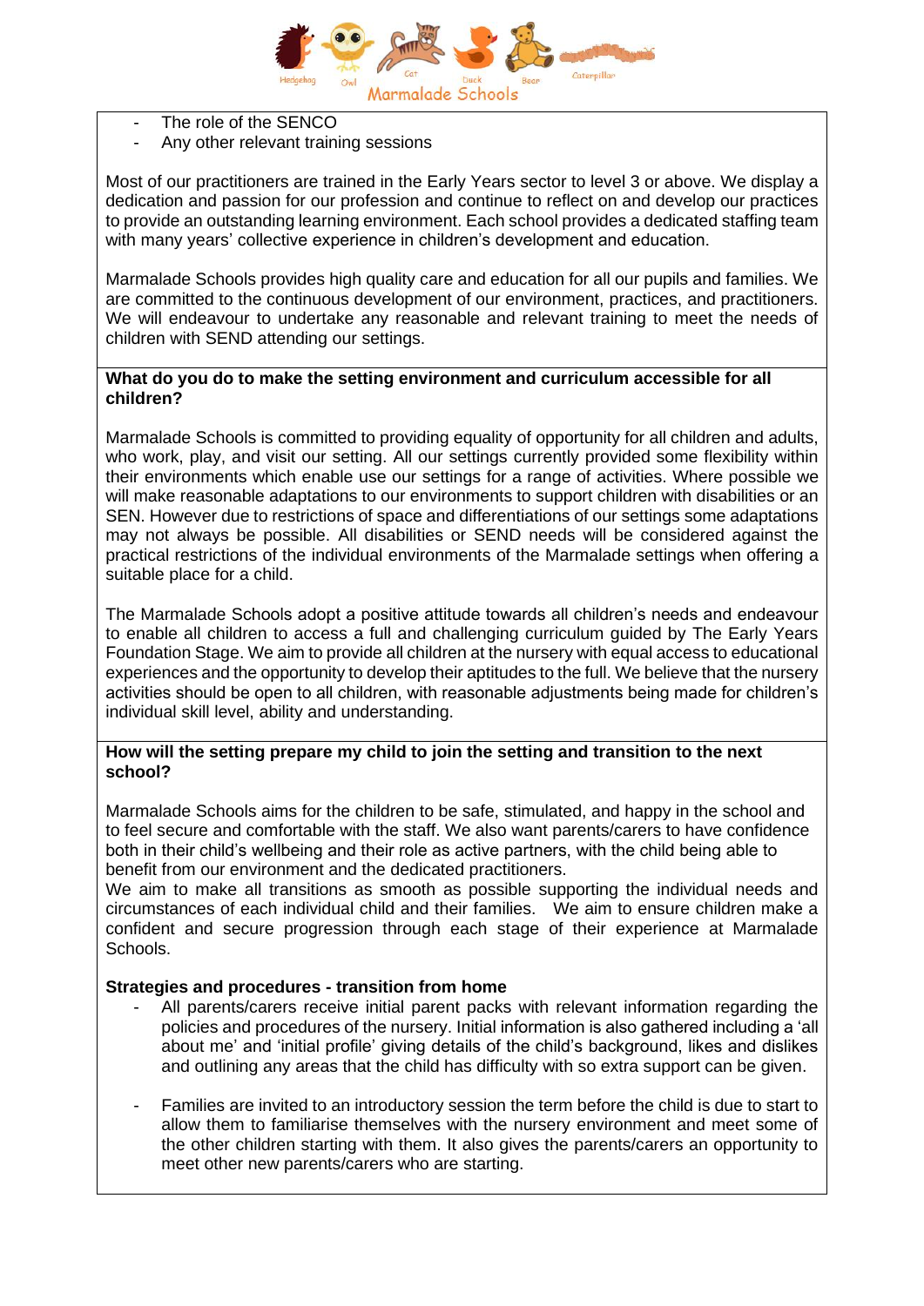- The role of the SENCO
- Any other relevant training sessions

Most of our practitioners are trained in the Early Years sector to level 3 or above. We display a dedication and passion for our profession and continue to reflect on and develop our practices to provide an outstanding learning environment. Each school provides a dedicated staffing team with many years' collective experience in children's development and education.

Marmalade Schools provides high quality care and education for all our pupils and families. We are committed to the continuous development of our environment, practices, and practitioners. We will endeavour to undertake any reasonable and relevant training to meet the needs of children with SEND attending our settings.

**What do you do to make the setting environment and curriculum accessible for all children?**

Marmalade Schools is committed to providing equality of opportunity for all children and adults, who work, play, and visit our setting. All our settings currently provided some flexibility within their environments which enable use our settings for a range of activities. Where possible we will make reasonable adaptations to our environments to support children with disabilities or an SEN. However due to restrictions of space and differentiations of our settings some adaptations may not always be possible. All disabilities or SEND needs will be considered against the practical restrictions of the individual environments of the Marmalade settings when offering a suitable place for a child.

The Marmalade Schools adopt a positive attitude towards all children's needs and endeavour to enable all children to access a full and challenging curriculum guided by The Early Years Foundation Stage. We aim to provide all children at the nursery with equal access to educational experiences and the opportunity to develop their aptitudes to the full. We believe that the nursery activities should be open to all children, with reasonable adjustments being made for children's individual skill level, ability and understanding.

**How will the setting prepare my child to join the setting and transition to the next school?**

Marmalade Schools aims for the children to be safe, stimulated, and happy in the school and to feel secure and comfortable with the staff. We also want parents/carers to have confidence both in their child's wellbeing and their role as active partners, with the child being able to benefit from our environment and the dedicated practitioners.
We aim to make all transitions as smooth as possible supporting the individual needs and circumstances of each individual child and their families. We aim to ensure children make a confident and secure progression through each stage of their experience at Marmalade Schools.

**Strategies and procedures - transition from home**

- All parents/carers receive initial parent packs with relevant information regarding the policies and procedures of the nursery. Initial information is also gathered including a 'all about me' and 'initial profile' giving details of the child's background, likes and dislikes and outlining any areas that the child has difficulty with so extra support can be given.

- Families are invited to an introductory session the term before the child is due to start to allow them to familiarise themselves with the nursery environment and meet some of the other children starting with them. It also gives the parents/carers an opportunity to meet other new parents/carers who are starting.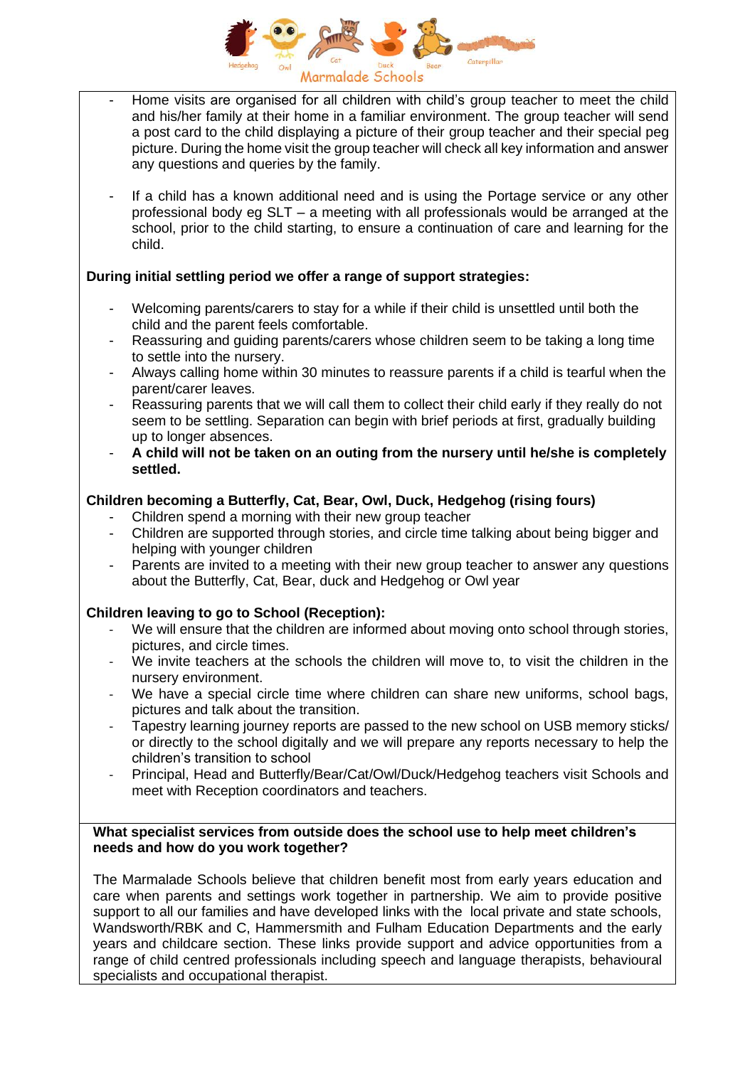- Home visits are organised for all children with child's group teacher to meet the child and his/her family at their home in a familiar environment. The group teacher will send a post card to the child displaying a picture of their group teacher and their special peg picture. During the home visit the group teacher will check all key information and answer any questions and queries by the family.

- If a child has a known additional need and is using the Portage service or any other professional body eg SLT – a meeting with all professionals would be arranged at the school, prior to the child starting, to ensure a continuation of care and learning for the child.

**During initial settling period we offer a range of support strategies:**

- Welcoming parents/carers to stay for a while if their child is unsettled until both the child and the parent feels comfortable.
- Reassuring and guiding parents/carers whose children seem to be taking a long time to settle into the nursery.
- Always calling home within 30 minutes to reassure parents if a child is tearful when the parent/carer leaves.
- Reassuring parents that we will call them to collect their child early if they really do not seem to be settling. Separation can begin with brief periods at first, gradually building up to longer absences.
- **A child will not be taken on an outing from the nursery until he/she is completely settled.**

**Children becoming a Butterfly, Cat, Bear, Owl, Duck, Hedgehog (rising fours)**

- Children spend a morning with their new group teacher
- Children are supported through stories, and circle time talking about being bigger and helping with younger children
- Parents are invited to a meeting with their new group teacher to answer any questions about the Butterfly, Cat, Bear, duck and Hedgehog or Owl year

**Children leaving to go to School (Reception):**

- We will ensure that the children are informed about moving onto school through stories, pictures, and circle times.
- We invite teachers at the schools the children will move to, to visit the children in the nursery environment.
- We have a special circle time where children can share new uniforms, school bags, pictures and talk about the transition.
- Tapestry learning journey reports are passed to the new school on USB memory sticks/ or directly to the school digitally and we will prepare any reports necessary to help the children's transition to school
- Principal, Head and Butterfly/Bear/Cat/Owl/Duck/Hedgehog teachers visit Schools and meet with Reception coordinators and teachers.

**What specialist services from outside does the school use to help meet children's needs and how do you work together?**

The Marmalade Schools believe that children benefit most from early years education and care when parents and settings work together in partnership. We aim to provide positive support to all our families and have developed links with the local private and state schools, Wandsworth/RBK and C, Hammersmith and Fulham Education Departments and the early years and childcare section. These links provide support and advice opportunities from a range of child centred professionals including speech and language therapists, behavioural specialists and occupational therapist.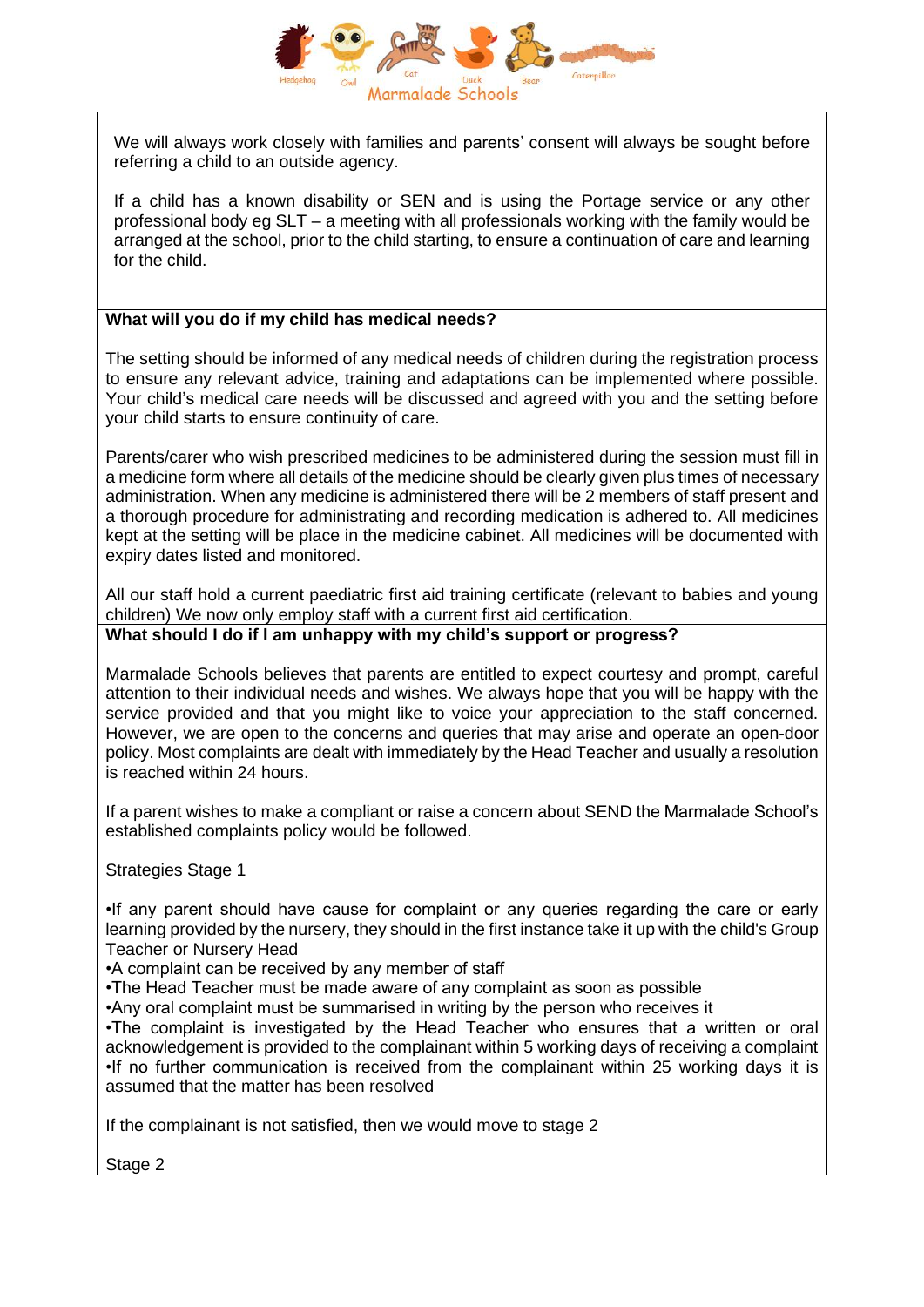We will always work closely with families and parents' consent will always be sought before referring a child to an outside agency.

If a child has a known disability or SEN and is using the Portage service or any other professional body eg SLT – a meeting with all professionals working with the family would be arranged at the school, prior to the child starting, to ensure a continuation of care and learning for the child.

**What will you do if my child has medical needs?**

The setting should be informed of any medical needs of children during the registration process to ensure any relevant advice, training and adaptations can be implemented where possible. Your child's medical care needs will be discussed and agreed with you and the setting before your child starts to ensure continuity of care.

Parents/carer who wish prescribed medicines to be administered during the session must fill in a medicine form where all details of the medicine should be clearly given plus times of necessary administration. When any medicine is administered there will be 2 members of staff present and a thorough procedure for administrating and recording medication is adhered to. All medicines kept at the setting will be place in the medicine cabinet. All medicines will be documented with expiry dates listed and monitored.

All our staff hold a current paediatric first aid training certificate (relevant to babies and young children) We now only employ staff with a current first aid certification.

**What should I do if I am unhappy with my child's support or progress?**

Marmalade Schools believes that parents are entitled to expect courtesy and prompt, careful attention to their individual needs and wishes. We always hope that you will be happy with the service provided and that you might like to voice your appreciation to the staff concerned. However, we are open to the concerns and queries that may arise and operate an open-door policy. Most complaints are dealt with immediately by the Head Teacher and usually a resolution is reached within 24 hours.

If a parent wishes to make a compliant or raise a concern about SEND the Marmalade School's established complaints policy would be followed.

Strategies Stage 1

- If any parent should have cause for complaint or any queries regarding the care or early learning provided by the nursery, they should in the first instance take it up with the child's Group Teacher or Nursery Head
- A complaint can be received by any member of staff
- The Head Teacher must be made aware of any complaint as soon as possible
- Any oral complaint must be summarised in writing by the person who receives it
- The complaint is investigated by the Head Teacher who ensures that a written or oral acknowledgement is provided to the complainant within 5 working days of receiving a complaint
- If no further communication is received from the complainant within 25 working days it is assumed that the matter has been resolved

If the complainant is not satisfied, then we would move to stage 2

Stage 2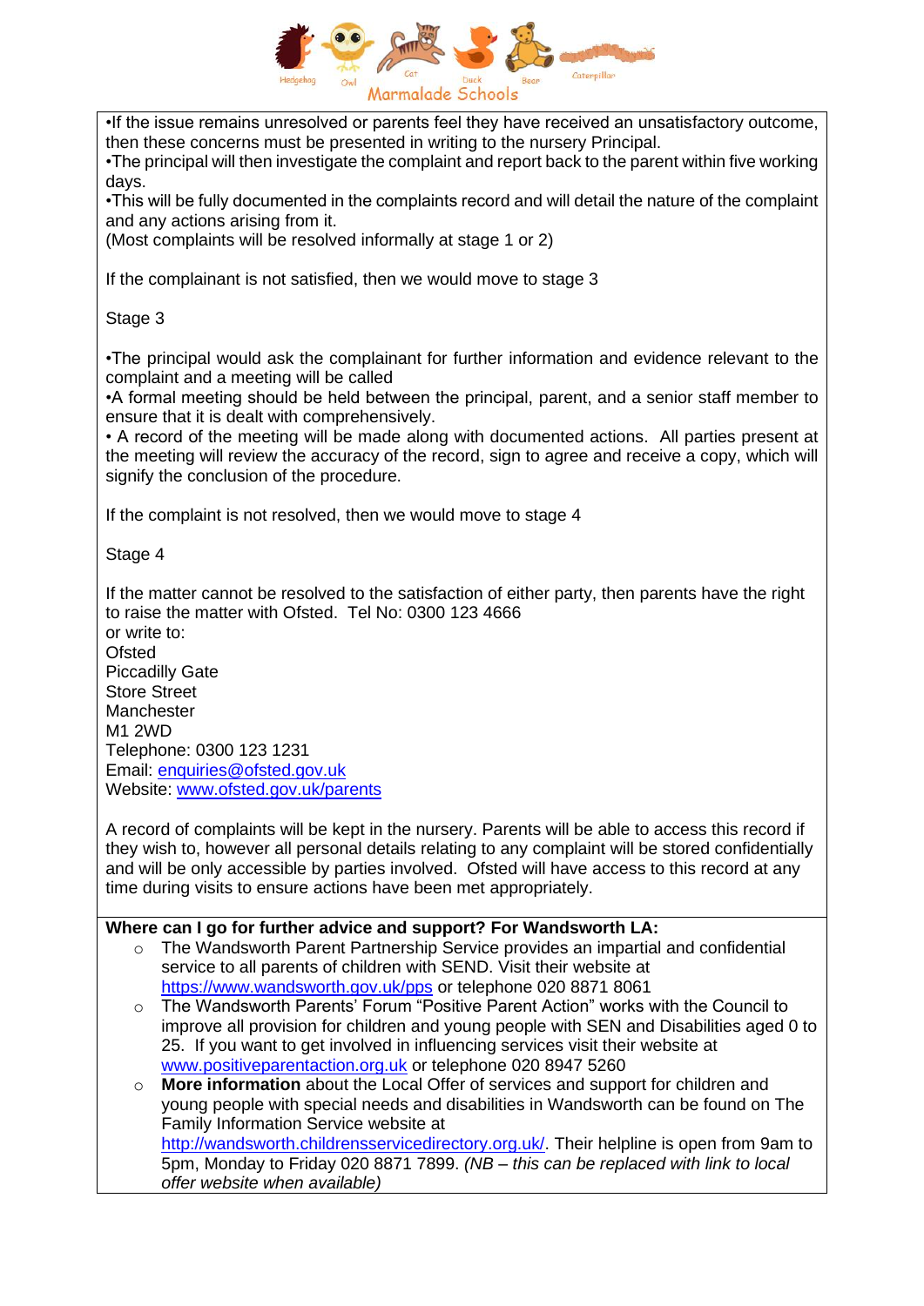•If the issue remains unresolved or parents feel they have received an unsatisfactory outcome, then these concerns must be presented in writing to the nursery Principal.
•The principal will then investigate the complaint and report back to the parent within five working days.
•This will be fully documented in the complaints record and will detail the nature of the complaint and any actions arising from it.
(Most complaints will be resolved informally at stage 1 or 2)

If the complainant is not satisfied, then we would move to stage 3

Stage 3

•The principal would ask the complainant for further information and evidence relevant to the complaint and a meeting will be called
•A formal meeting should be held between the principal, parent, and a senior staff member to ensure that it is dealt with comprehensively.
• A record of the meeting will be made along with documented actions. All parties present at the meeting will review the accuracy of the record, sign to agree and receive a copy, which will signify the conclusion of the procedure.

If the complaint is not resolved, then we would move to stage 4

Stage 4

If the matter cannot be resolved to the satisfaction of either party, then parents have the right to raise the matter with Ofsted. Tel No: 0300 123 4666
or write to:
Ofsted
Piccadilly Gate
Store Street
Manchester
M1 2WD
Telephone: 0300 123 1231
Email: enquiries@ofsted.gov.uk
Website: www.ofsted.gov.uk/parents

A record of complaints will be kept in the nursery. Parents will be able to access this record if they wish to, however all personal details relating to any complaint will be stored confidentially and will be only accessible by parties involved. Ofsted will have access to this record at any time during visits to ensure actions have been met appropriately.

**Where can I go for further advice and support? For Wandsworth LA:**

- The Wandsworth Parent Partnership Service provides an impartial and confidential service to all parents of children with SEND. Visit their website at https://www.wandsworth.gov.uk/pps or telephone 020 8871 8061
- The Wandsworth Parents' Forum "Positive Parent Action" works with the Council to improve all provision for children and young people with SEN and Disabilities aged 0 to 25. If you want to get involved in influencing services visit their website at www.positiveparentaction.org.uk or telephone 020 8947 5260
- **More information** about the Local Offer of services and support for children and young people with special needs and disabilities in Wandsworth can be found on The Family Information Service website at http://wandsworth.childrensservicedirectory.org.uk/. Their helpline is open from 9am to 5pm, Monday to Friday 020 8871 7899. *(NB – this can be replaced with link to local offer website when available)*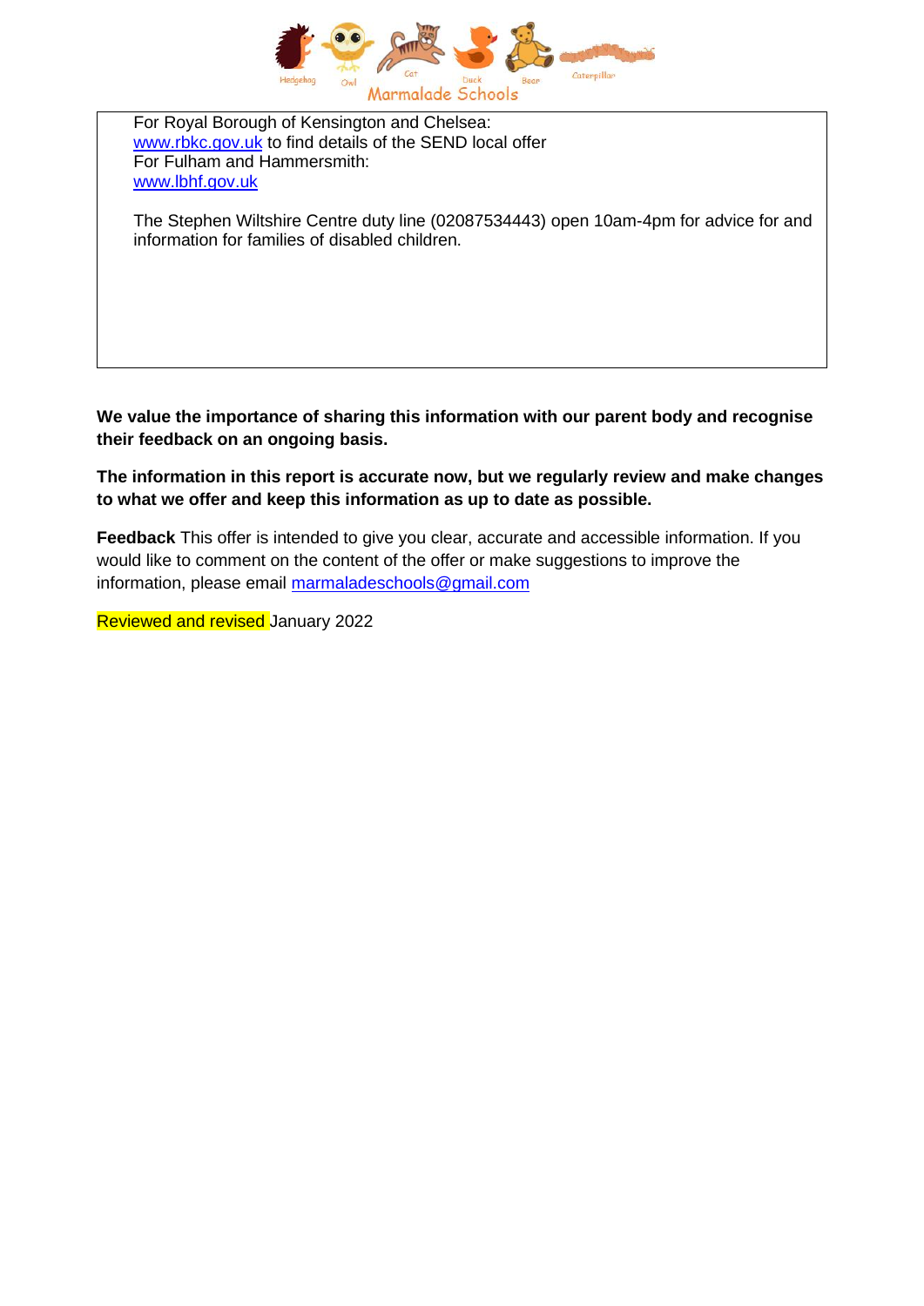For Royal Borough of Kensington and Chelsea:
www.rbkc.gov.uk to find details of the SEND local offer
For Fulham and Hammersmith:
www.lbhf.gov.uk

The Stephen Wiltshire Centre duty line (02087534443) open 10am-4pm for advice for and information for families of disabled children.

**We value the importance of sharing this information with our parent body and recognise their feedback on an ongoing basis.**

**The information in this report is accurate now, but we regularly review and make changes to what we offer and keep this information as up to date as possible.**

**Feedback** This offer is intended to give you clear, accurate and accessible information. If you would like to comment on the content of the offer or make suggestions to improve the information, please email marmaladeschools@gmail.com

Reviewed and revised January 2022